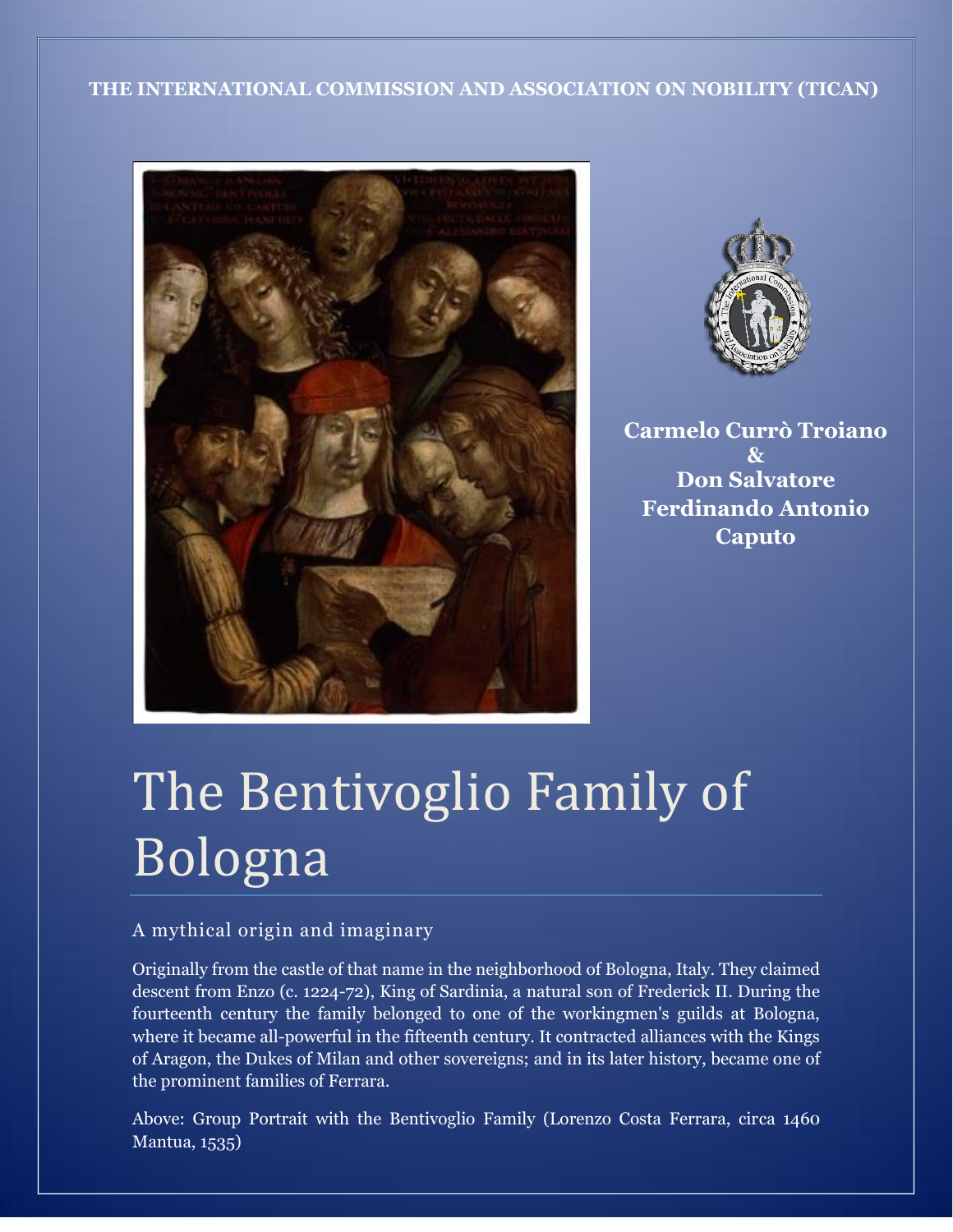**THE INTERNATIONAL COMMISSION AND ASSOCIATION ON NOBILITY (TICAN)**

**Carmelo Currò Troiano**
**&**
**Don Salvatore Ferdinando Antonio Caputo**

# The Bentivoglio Family of Bologna

## A mythical origin and imaginary

Originally from the castle of that name in the neighborhood of Bologna, Italy. They claimed descent from Enzo (c. 1224-72), King of Sardinia, a natural son of Frederick II. During the fourteenth century the family belonged to one of the workingmen's guilds at Bologna, where it became all-powerful in the fifteenth century. It contracted alliances with the Kings of Aragon, the Dukes of Milan and other sovereigns; and in its later history, became one of the prominent families of Ferrara.

Above: Group Portrait with the Bentivoglio Family (Lorenzo Costa Ferrara, circa 1460 Mantua, 1535)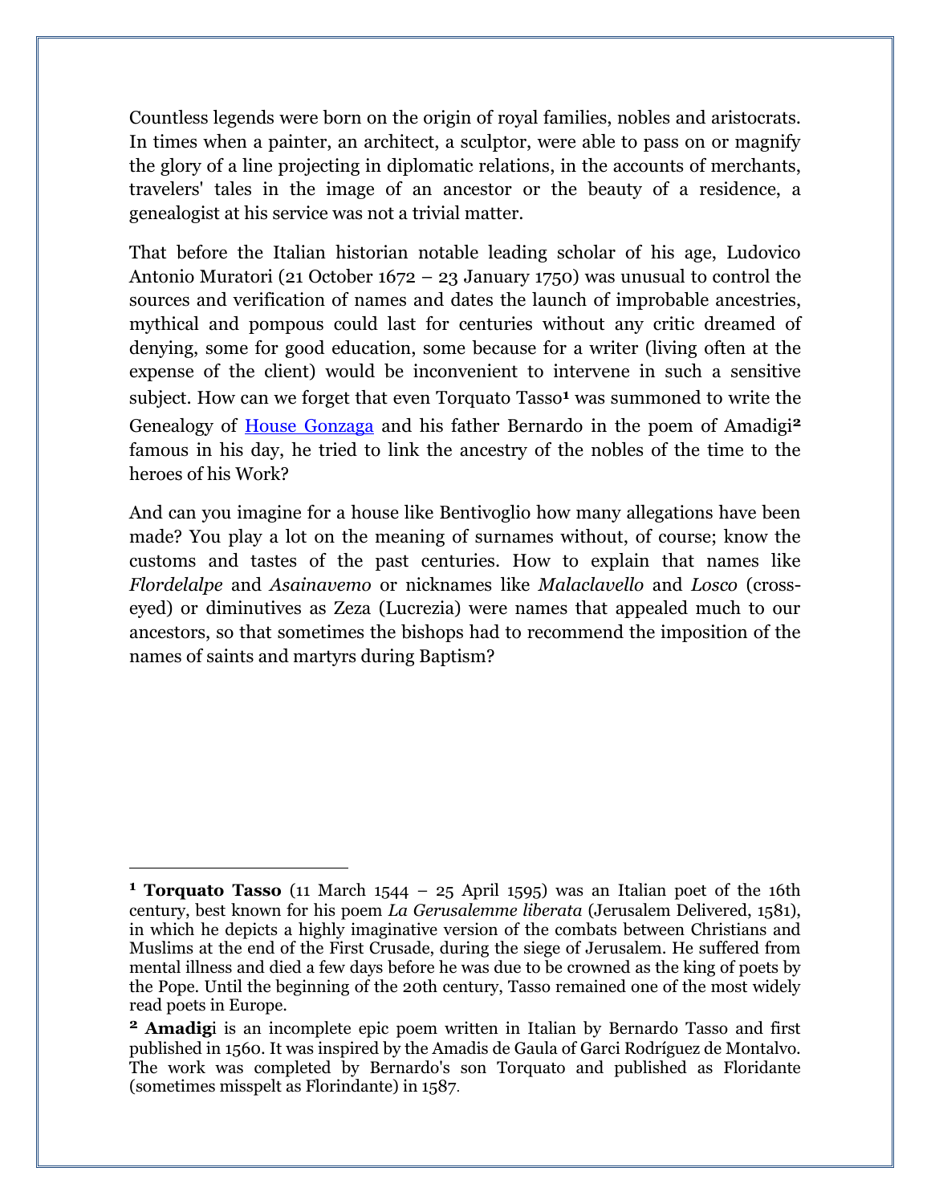Countless legends were born on the origin of royal families, nobles and aristocrats. In times when a painter, an architect, a sculptor, were able to pass on or magnify the glory of a line projecting in diplomatic relations, in the accounts of merchants, travelers' tales in the image of an ancestor or the beauty of a residence, a genealogist at his service was not a trivial matter.

That before the Italian historian notable leading scholar of his age, Ludovico Antonio Muratori (21 October 1672 – 23 January 1750) was unusual to control the sources and verification of names and dates the launch of improbable ancestries, mythical and pompous could last for centuries without any critic dreamed of denying, some for good education, some because for a writer (living often at the expense of the client) would be inconvenient to intervene in such a sensitive subject. How can we forget that even Torquato Tasso[1] was summoned to write the Genealogy of House Gonzaga and his father Bernardo in the poem of Amadigi[2] famous in his day, he tried to link the ancestry of the nobles of the time to the heroes of his Work?

And can you imagine for a house like Bentivoglio how many allegations have been made? You play a lot on the meaning of surnames without, of course; know the customs and tastes of the past centuries. How to explain that names like *Flordelalpe* and *Asainavemo* or nicknames like *Malaclavello* and *Losco* (cross-eyed) or diminutives as Zeza (Lucrezia) were names that appealed much to our ancestors, so that sometimes the bishops had to recommend the imposition of the names of saints and martyrs during Baptism?

---

[1] **Torquato Tasso** (11 March 1544 – 25 April 1595) was an Italian poet of the 16th century, best known for his poem *La Gerusalemme liberata* (Jerusalem Delivered, 1581), in which he depicts a highly imaginative version of the combats between Christians and Muslims at the end of the First Crusade, during the siege of Jerusalem. He suffered from mental illness and died a few days before he was due to be crowned as the king of poets by the Pope. Until the beginning of the 20th century, Tasso remained one of the most widely read poets in Europe.

[2] **Amadigi** is an incomplete epic poem written in Italian by Bernardo Tasso and first published in 1560. It was inspired by the Amadis de Gaula of Garci Rodríguez de Montalvo. The work was completed by Bernardo's son Torquato and published as Floridante (sometimes misspelt as Florindante) in 1587.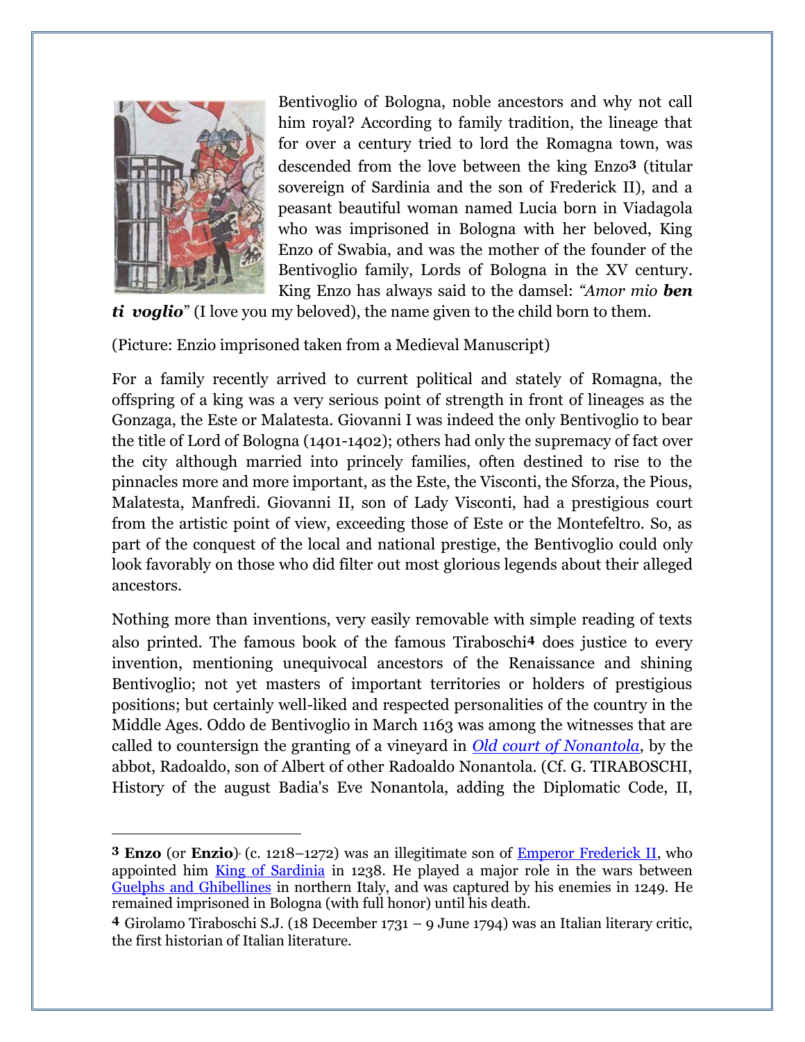Bentivoglio of Bologna, noble ancestors and why not call him royal? According to family tradition, the lineage that for over a century tried to lord the Romagna town, was descended from the love between the king Enzo[3] (titular sovereign of Sardinia and the son of Frederick II), and a peasant beautiful woman named Lucia born in Viadagola who was imprisoned in Bologna with her beloved, King Enzo of Swabia, and was the mother of the founder of the Bentivoglio family, Lords of Bologna in the XV century. King Enzo has always said to the damsel: *"Amor mio **ben ti voglio**"* (I love you my beloved), the name given to the child born to them.

(Picture: Enzio imprisoned taken from a Medieval Manuscript)

For a family recently arrived to current political and stately of Romagna, the offspring of a king was a very serious point of strength in front of lineages as the Gonzaga, the Este or Malatesta. Giovanni I was indeed the only Bentivoglio to bear the title of Lord of Bologna (1401-1402); others had only the supremacy of fact over the city although married into princely families, often destined to rise to the pinnacles more and more important, as the Este, the Visconti, the Sforza, the Pious, Malatesta, Manfredi. Giovanni II, son of Lady Visconti, had a prestigious court from the artistic point of view, exceeding those of Este or the Montefeltro. So, as part of the conquest of the local and national prestige, the Bentivoglio could only look favorably on those who did filter out most glorious legends about their alleged ancestors.

Nothing more than inventions, very easily removable with simple reading of texts also printed. The famous book of the famous Tiraboschi[4] does justice to every invention, mentioning unequivocal ancestors of the Renaissance and shining Bentivoglio; not yet masters of important territories or holders of prestigious positions; but certainly well-liked and respected personalities of the country in the Middle Ages. Oddo de Bentivoglio in March 1163 was among the witnesses that are called to countersign the granting of a vineyard in *Old court of Nonantola*, by the abbot, Radoaldo, son of Albert of other Radoaldo Nonantola. (Cf. G. TIRABOSCHI, History of the august Badia's Eve Nonantola, adding the Diplomatic Code, II,

---

[3] **Enzo** (or **Enzio**) (c. 1218–1272) was an illegitimate son of Emperor Frederick II, who appointed him King of Sardinia in 1238. He played a major role in the wars between Guelphs and Ghibellines in northern Italy, and was captured by his enemies in 1249. He remained imprisoned in Bologna (with full honor) until his death.

[4] Girolamo Tiraboschi S.J. (18 December 1731 – 9 June 1794) was an Italian literary critic, the first historian of Italian literature.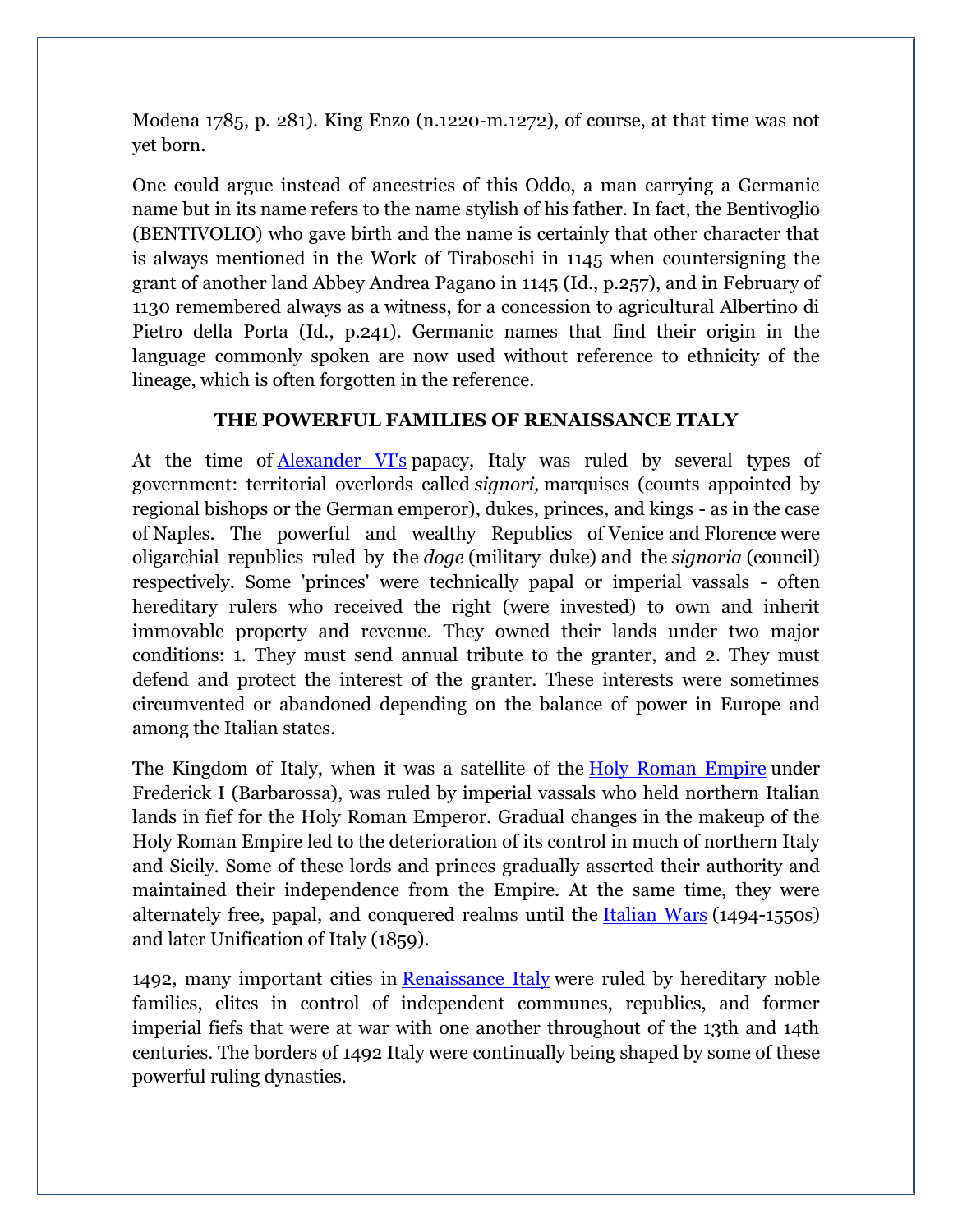Modena 1785, p. 281). King Enzo (n.1220-m.1272), of course, at that time was not yet born.

One could argue instead of ancestries of this Oddo, a man carrying a Germanic name but in its name refers to the name stylish of his father. In fact, the Bentivoglio (BENTIVOLIO) who gave birth and the name is certainly that other character that is always mentioned in the Work of Tiraboschi in 1145 when countersigning the grant of another land Abbey Andrea Pagano in 1145 (Id., p.257), and in February of 1130 remembered always as a witness, for a concession to agricultural Albertino di Pietro della Porta (Id., p.241). Germanic names that find their origin in the language commonly spoken are now used without reference to ethnicity of the lineage, which is often forgotten in the reference.

## THE POWERFUL FAMILIES OF RENAISSANCE ITALY

At the time of Alexander VI's papacy, Italy was ruled by several types of government: territorial overlords called *signori,* marquises (counts appointed by regional bishops or the German emperor), dukes, princes, and kings - as in the case of Naples. The powerful and wealthy Republics of Venice and Florence were oligarchial republics ruled by the *doge* (military duke) and the *signoria* (council) respectively. Some 'princes' were technically papal or imperial vassals - often hereditary rulers who received the right (were invested) to own and inherit immovable property and revenue. They owned their lands under two major conditions: 1. They must send annual tribute to the granter, and 2. They must defend and protect the interest of the granter. These interests were sometimes circumvented or abandoned depending on the balance of power in Europe and among the Italian states.

The Kingdom of Italy, when it was a satellite of the Holy Roman Empire under Frederick I (Barbarossa), was ruled by imperial vassals who held northern Italian lands in fief for the Holy Roman Emperor. Gradual changes in the makeup of the Holy Roman Empire led to the deterioration of its control in much of northern Italy and Sicily. Some of these lords and princes gradually asserted their authority and maintained their independence from the Empire. At the same time, they were alternately free, papal, and conquered realms until the Italian Wars (1494-1550s) and later Unification of Italy (1859).

1492, many important cities in Renaissance Italy were ruled by hereditary noble families, elites in control of independent communes, republics, and former imperial fiefs that were at war with one another throughout of the 13th and 14th centuries. The borders of 1492 Italy were continually being shaped by some of these powerful ruling dynasties.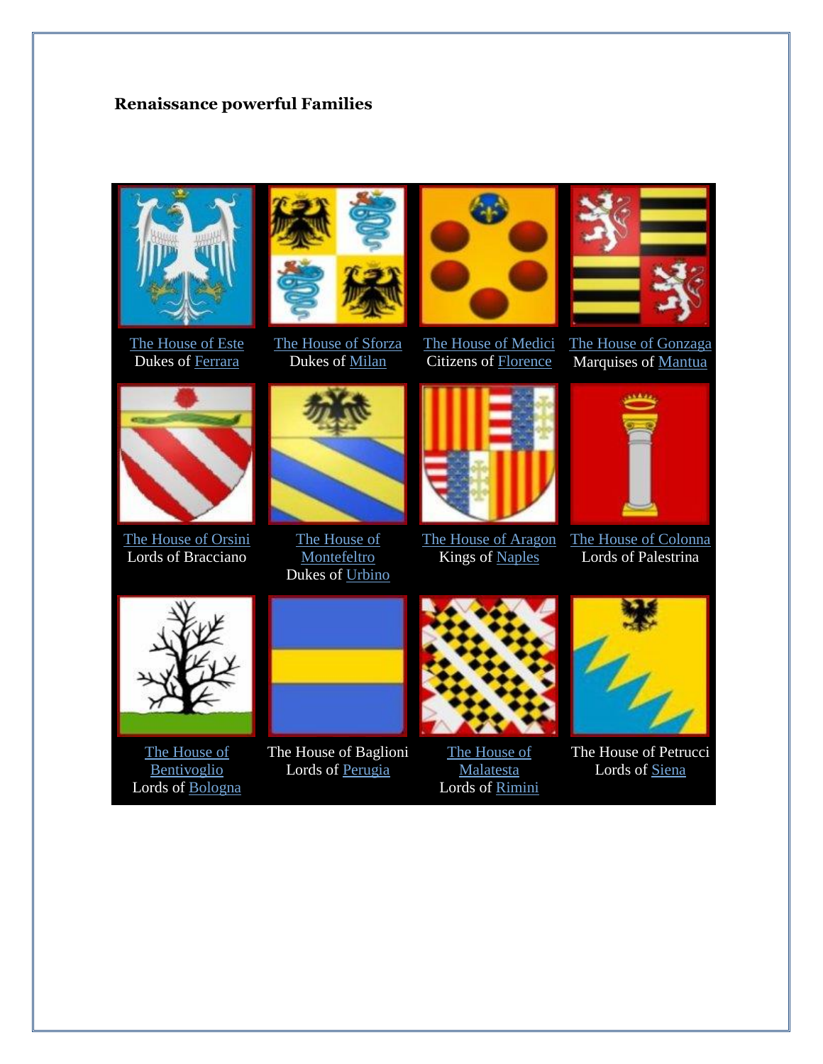**Renaissance powerful Families**

| | | | |
|---|---|---|---|
| The House of Este<br>Dukes of Ferrara | The House of Sforza<br>Dukes of Milan | The House of Medici<br>Citizens of Florence | The House of Gonzaga<br>Marquises of Mantua |
| The House of Orsini<br>Lords of Bracciano | The House of Montefeltro<br>Dukes of Urbino | The House of Aragon<br>Kings of Naples | The House of Colonna<br>Lords of Palestrina |
| The House of Bentivoglio<br>Lords of Bologna | The House of Baglioni<br>Lords of Perugia | The House of Malatesta<br>Lords of Rimini | The House of Petrucci<br>Lords of Siena |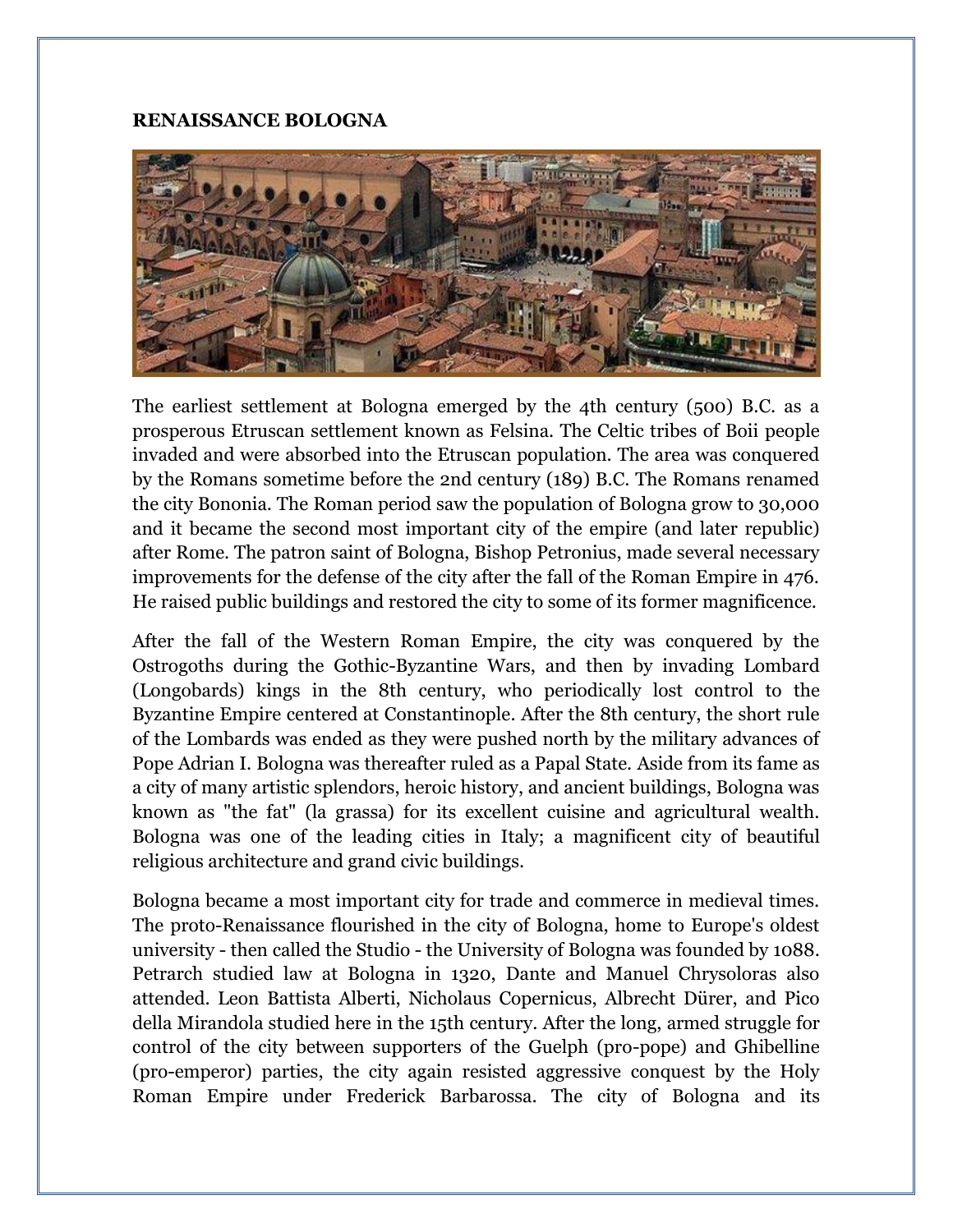**RENAISSANCE BOLOGNA**

The earliest settlement at Bologna emerged by the 4th century (500) B.C. as a prosperous Etruscan settlement known as Felsina. The Celtic tribes of Boii people invaded and were absorbed into the Etruscan population. The area was conquered by the Romans sometime before the 2nd century (189) B.C. The Romans renamed the city Bononia. The Roman period saw the population of Bologna grow to 30,000 and it became the second most important city of the empire (and later republic) after Rome. The patron saint of Bologna, Bishop Petronius, made several necessary improvements for the defense of the city after the fall of the Roman Empire in 476. He raised public buildings and restored the city to some of its former magnificence.

After the fall of the Western Roman Empire, the city was conquered by the Ostrogoths during the Gothic-Byzantine Wars, and then by invading Lombard (Longobards) kings in the 8th century, who periodically lost control to the Byzantine Empire centered at Constantinople. After the 8th century, the short rule of the Lombards was ended as they were pushed north by the military advances of Pope Adrian I. Bologna was thereafter ruled as a Papal State. Aside from its fame as a city of many artistic splendors, heroic history, and ancient buildings, Bologna was known as "the fat" (la grassa) for its excellent cuisine and agricultural wealth. Bologna was one of the leading cities in Italy; a magnificent city of beautiful religious architecture and grand civic buildings.

Bologna became a most important city for trade and commerce in medieval times. The proto-Renaissance flourished in the city of Bologna, home to Europe's oldest university - then called the Studio - the University of Bologna was founded by 1088. Petrarch studied law at Bologna in 1320, Dante and Manuel Chrysoloras also attended. Leon Battista Alberti, Nicholaus Copernicus, Albrecht Dürer, and Pico della Mirandola studied here in the 15th century. After the long, armed struggle for control of the city between supporters of the Guelph (pro-pope) and Ghibelline (pro-emperor) parties, the city again resisted aggressive conquest by the Holy Roman Empire under Frederick Barbarossa. The city of Bologna and its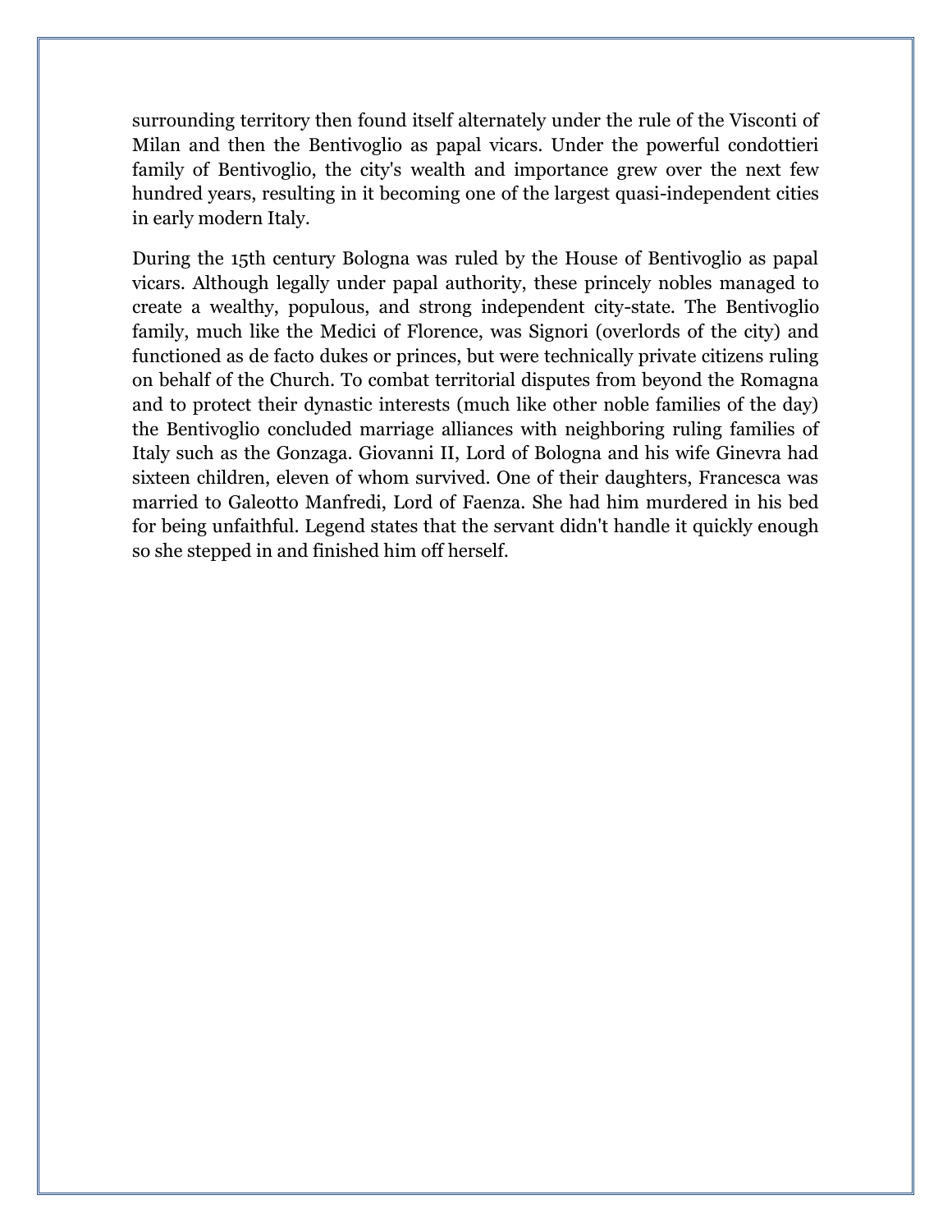surrounding territory then found itself alternately under the rule of the Visconti of Milan and then the Bentivoglio as papal vicars. Under the powerful condottieri family of Bentivoglio, the city's wealth and importance grew over the next few hundred years, resulting in it becoming one of the largest quasi-independent cities in early modern Italy.

During the 15th century Bologna was ruled by the House of Bentivoglio as papal vicars. Although legally under papal authority, these princely nobles managed to create a wealthy, populous, and strong independent city-state. The Bentivoglio family, much like the Medici of Florence, was Signori (overlords of the city) and functioned as de facto dukes or princes, but were technically private citizens ruling on behalf of the Church. To combat territorial disputes from beyond the Romagna and to protect their dynastic interests (much like other noble families of the day) the Bentivoglio concluded marriage alliances with neighboring ruling families of Italy such as the Gonzaga. Giovanni II, Lord of Bologna and his wife Ginevra had sixteen children, eleven of whom survived. One of their daughters, Francesca was married to Galeotto Manfredi, Lord of Faenza. She had him murdered in his bed for being unfaithful. Legend states that the servant didn't handle it quickly enough so she stepped in and finished him off herself.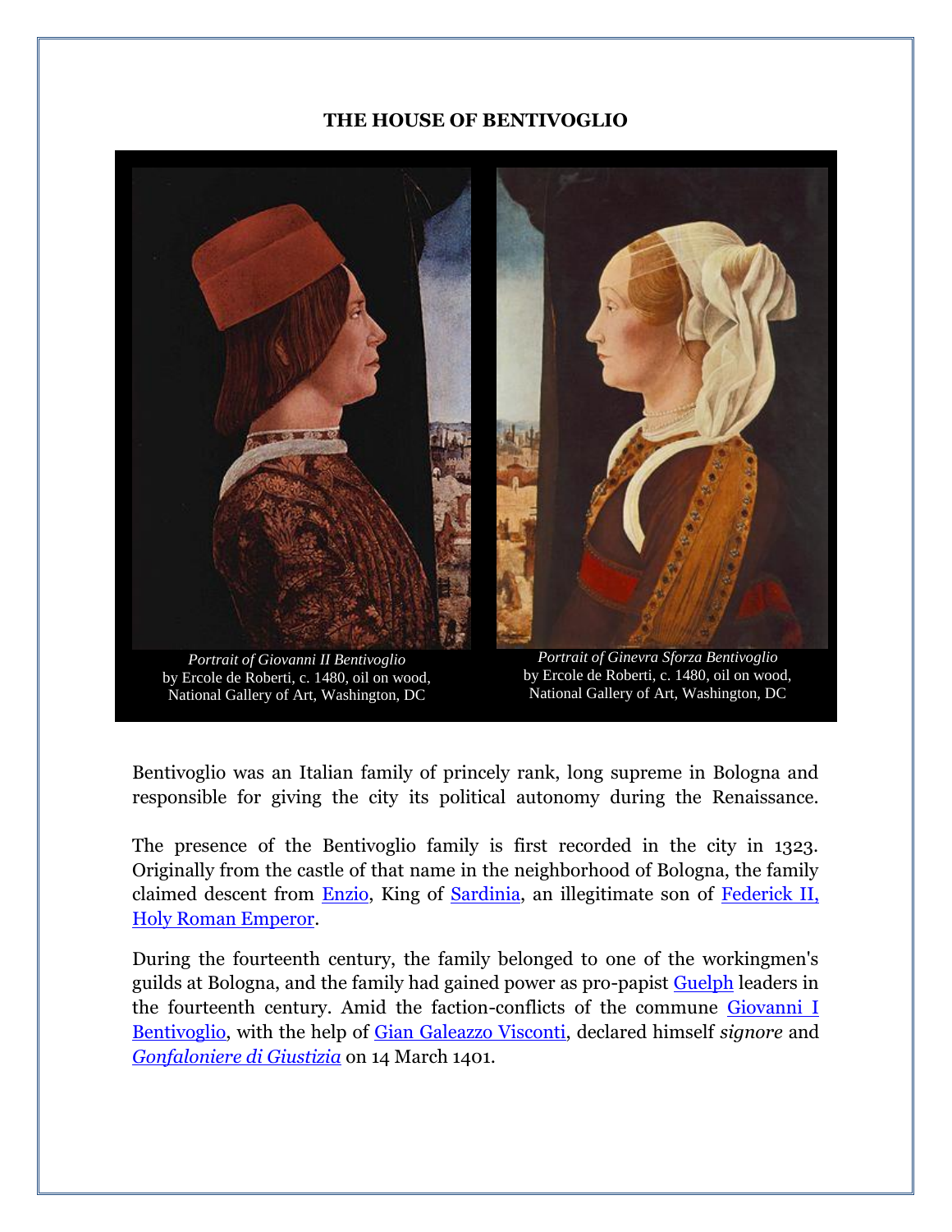# THE HOUSE OF BENTIVOGLIO

*Portrait of Giovanni II Bentivoglio*
by Ercole de Roberti, c. 1480, oil on wood,
National Gallery of Art, Washington, DC

*Portrait of Ginevra Sforza Bentivoglio*
by Ercole de Roberti, c. 1480, oil on wood,
National Gallery of Art, Washington, DC

Bentivoglio was an Italian family of princely rank, long supreme in Bologna and responsible for giving the city its political autonomy during the Renaissance.

The presence of the Bentivoglio family is first recorded in the city in 1323. Originally from the castle of that name in the neighborhood of Bologna, the family claimed descent from Enzio, King of Sardinia, an illegitimate son of Federick II, Holy Roman Emperor.

During the fourteenth century, the family belonged to one of the workingmen's guilds at Bologna, and the family had gained power as pro-papist Guelph leaders in the fourteenth century. Amid the faction-conflicts of the commune Giovanni I Bentivoglio, with the help of Gian Galeazzo Visconti, declared himself *signore* and *Gonfaloniere di Giustizia* on 14 March 1401.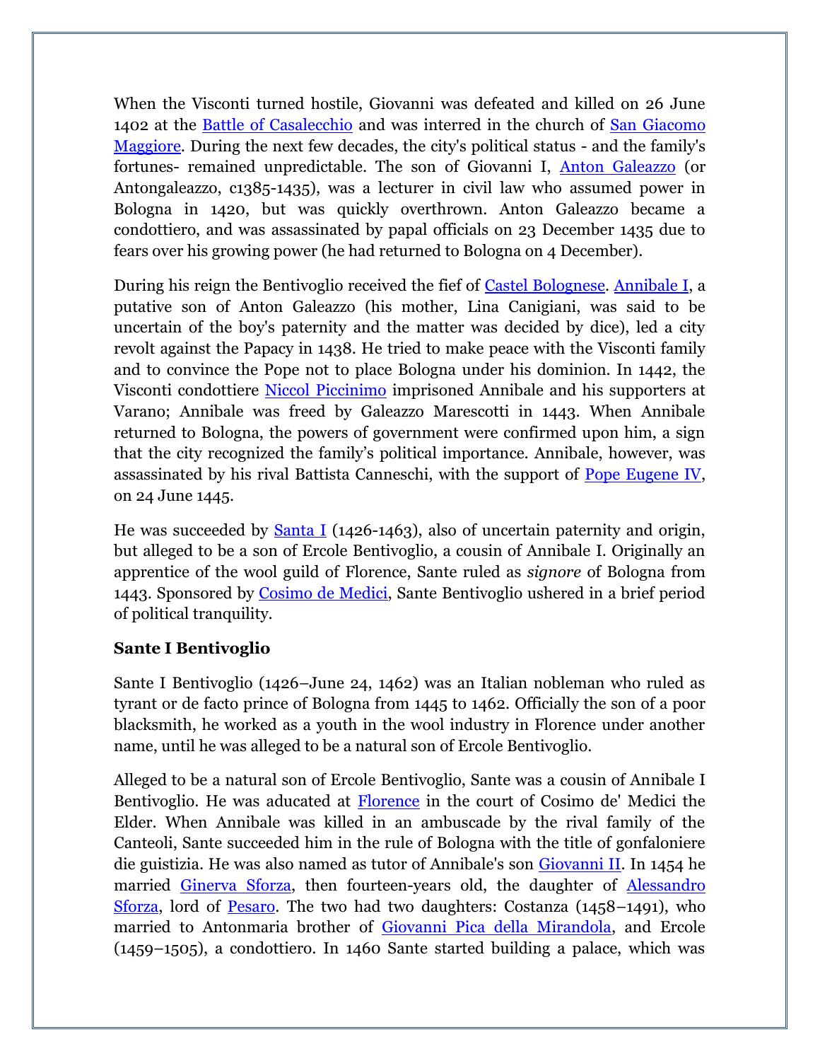When the Visconti turned hostile, Giovanni was defeated and killed on 26 June 1402 at the Battle of Casalecchio and was interred in the church of San Giacomo Maggiore. During the next few decades, the city's political status - and the family's fortunes- remained unpredictable. The son of Giovanni I, Anton Galeazzo (or Antongaleazzo, c1385-1435), was a lecturer in civil law who assumed power in Bologna in 1420, but was quickly overthrown. Anton Galeazzo became a condottiero, and was assassinated by papal officials on 23 December 1435 due to fears over his growing power (he had returned to Bologna on 4 December).

During his reign the Bentivoglio received the fief of Castel Bolognese. Annibale I, a putative son of Anton Galeazzo (his mother, Lina Canigiani, was said to be uncertain of the boy's paternity and the matter was decided by dice), led a city revolt against the Papacy in 1438. He tried to make peace with the Visconti family and to convince the Pope not to place Bologna under his dominion. In 1442, the Visconti condottiere Niccol Piccinimo imprisoned Annibale and his supporters at Varano; Annibale was freed by Galeazzo Marescotti in 1443. When Annibale returned to Bologna, the powers of government were confirmed upon him, a sign that the city recognized the family's political importance. Annibale, however, was assassinated by his rival Battista Canneschi, with the support of Pope Eugene IV, on 24 June 1445.

He was succeeded by Santa I (1426-1463), also of uncertain paternity and origin, but alleged to be a son of Ercole Bentivoglio, a cousin of Annibale I. Originally an apprentice of the wool guild of Florence, Sante ruled as *signore* of Bologna from 1443. Sponsored by Cosimo de Medici, Sante Bentivoglio ushered in a brief period of political tranquility.

**Sante I Bentivoglio**

Sante I Bentivoglio (1426–June 24, 1462) was an Italian nobleman who ruled as tyrant or de facto prince of Bologna from 1445 to 1462. Officially the son of a poor blacksmith, he worked as a youth in the wool industry in Florence under another name, until he was alleged to be a natural son of Ercole Bentivoglio.

Alleged to be a natural son of Ercole Bentivoglio, Sante was a cousin of Annibale I Bentivoglio. He was aducated at Florence in the court of Cosimo de' Medici the Elder. When Annibale was killed in an ambuscade by the rival family of the Canteoli, Sante succeeded him in the rule of Bologna with the title of gonfaloniere die guistizia. He was also named as tutor of Annibale's son Giovanni II. In 1454 he married Ginerva Sforza, then fourteen-years old, the daughter of Alessandro Sforza, lord of Pesaro. The two had two daughters: Costanza (1458–1491), who married to Antonmaria brother of Giovanni Pica della Mirandola, and Ercole (1459–1505), a condottiero. In 1460 Sante started building a palace, which was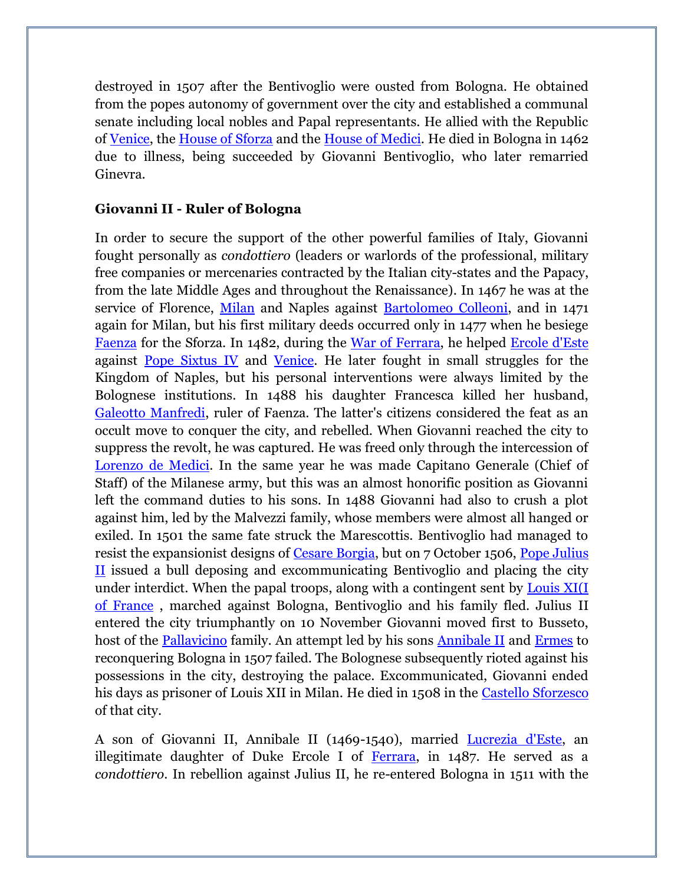destroyed in 1507 after the Bentivoglio were ousted from Bologna. He obtained from the popes autonomy of government over the city and established a communal senate including local nobles and Papal representants. He allied with the Republic of Venice, the House of Sforza and the House of Medici. He died in Bologna in 1462 due to illness, being succeeded by Giovanni Bentivoglio, who later remarried Ginevra.

### Giovanni II - Ruler of Bologna

In order to secure the support of the other powerful families of Italy, Giovanni fought personally as *condottiero* (leaders or warlords of the professional, military free companies or mercenaries contracted by the Italian city-states and the Papacy, from the late Middle Ages and throughout the Renaissance). In 1467 he was at the service of Florence, Milan and Naples against Bartolomeo Colleoni, and in 1471 again for Milan, but his first military deeds occurred only in 1477 when he besiege Faenza for the Sforza. In 1482, during the War of Ferrara, he helped Ercole d'Este against Pope Sixtus IV and Venice. He later fought in small struggles for the Kingdom of Naples, but his personal interventions were always limited by the Bolognese institutions. In 1488 his daughter Francesca killed her husband, Galeotto Manfredi, ruler of Faenza. The latter's citizens considered the feat as an occult move to conquer the city, and rebelled. When Giovanni reached the city to suppress the revolt, he was captured. He was freed only through the intercession of Lorenzo de Medici. In the same year he was made Capitano Generale (Chief of Staff) of the Milanese army, but this was an almost honorific position as Giovanni left the command duties to his sons. In 1488 Giovanni had also to crush a plot against him, led by the Malvezzi family, whose members were almost all hanged or exiled. In 1501 the same fate struck the Marescottis. Bentivoglio had managed to resist the expansionist designs of Cesare Borgia, but on 7 October 1506, Pope Julius II issued a bull deposing and excommunicating Bentivoglio and placing the city under interdict. When the papal troops, along with a contingent sent by Louis XI(I of France , marched against Bologna, Bentivoglio and his family fled. Julius II entered the city triumphantly on 10 November Giovanni moved first to Busseto, host of the Pallavicino family. An attempt led by his sons Annibale II and Ermes to reconquering Bologna in 1507 failed. The Bolognese subsequently rioted against his possessions in the city, destroying the palace. Excommunicated, Giovanni ended his days as prisoner of Louis XII in Milan. He died in 1508 in the Castello Sforzesco of that city.

A son of Giovanni II, Annibale II (1469-1540), married Lucrezia d'Este, an illegitimate daughter of Duke Ercole I of Ferrara, in 1487. He served as a *condottiero*. In rebellion against Julius II, he re-entered Bologna in 1511 with the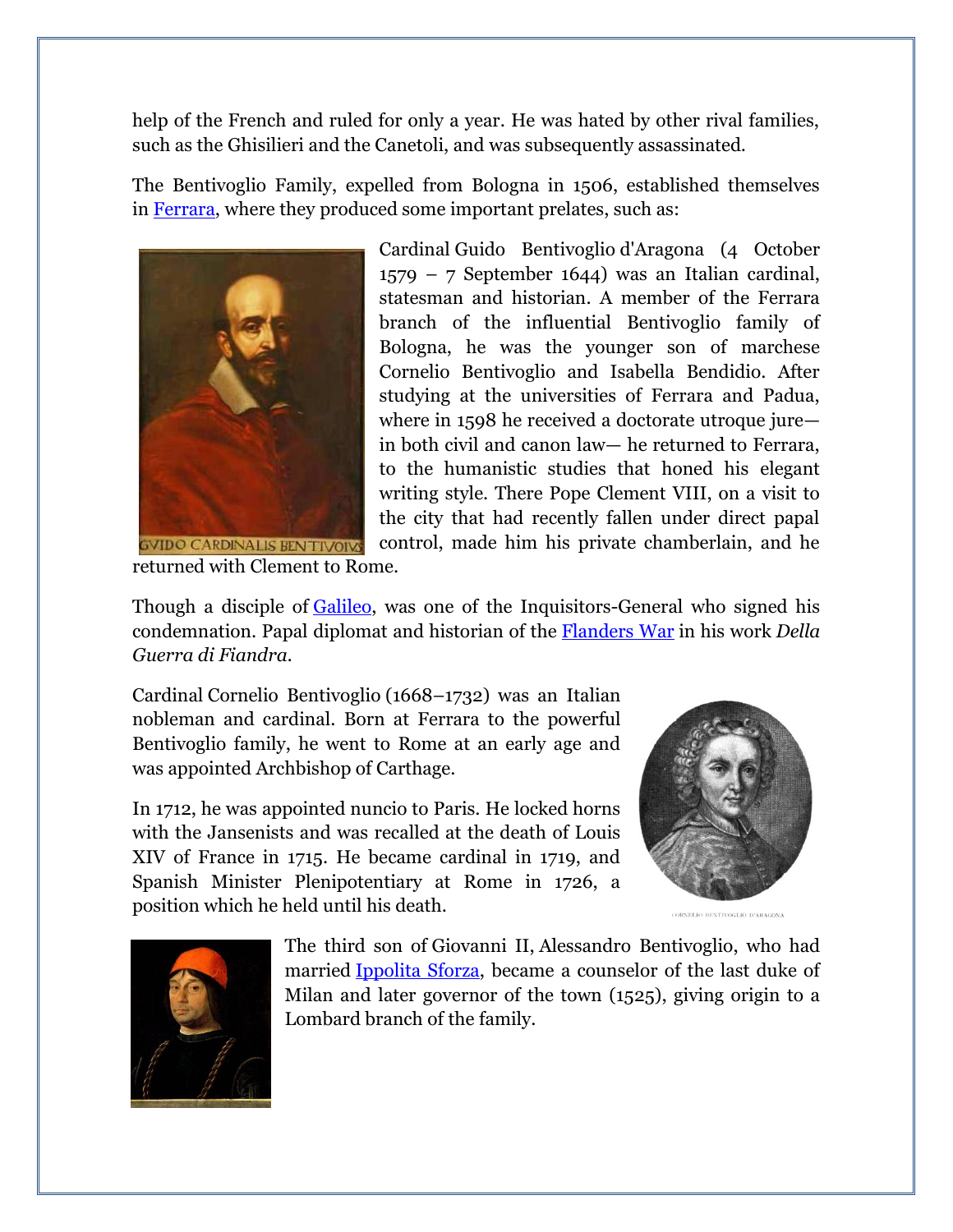help of the French and ruled for only a year. He was hated by other rival families, such as the Ghisilieri and the Canetoli, and was subsequently assassinated.

The Bentivoglio Family, expelled from Bologna in 1506, established themselves in Ferrara, where they produced some important prelates, such as:

GVIDO CARDINALIS BENTIVOIVS

Cardinal Guido Bentivoglio d'Aragona (4 October 1579 – 7 September 1644) was an Italian cardinal, statesman and historian. A member of the Ferrara branch of the influential Bentivoglio family of Bologna, he was the younger son of marchese Cornelio Bentivoglio and Isabella Bendidio. After studying at the universities of Ferrara and Padua, where in 1598 he received a doctorate utroque jure—in both civil and canon law— he returned to Ferrara, to the humanistic studies that honed his elegant writing style. There Pope Clement VIII, on a visit to the city that had recently fallen under direct papal control, made him his private chamberlain, and he returned with Clement to Rome.

Though a disciple of Galileo, was one of the Inquisitors-General who signed his condemnation. Papal diplomat and historian of the Flanders War in his work *Della Guerra di Fiandra*.

Cardinal Cornelio Bentivoglio (1668–1732) was an Italian nobleman and cardinal. Born at Ferrara to the powerful Bentivoglio family, he went to Rome at an early age and was appointed Archbishop of Carthage.

In 1712, he was appointed nuncio to Paris. He locked horns with the Jansenists and was recalled at the death of Louis XIV of France in 1715. He became cardinal in 1719, and Spanish Minister Plenipotentiary at Rome in 1726, a position which he held until his death.

CORNELIO BENTIVOGLIO D'ARAGONA

The third son of Giovanni II, Alessandro Bentivoglio, who had married Ippolita Sforza, became a counselor of the last duke of Milan and later governor of the town (1525), giving origin to a Lombard branch of the family.